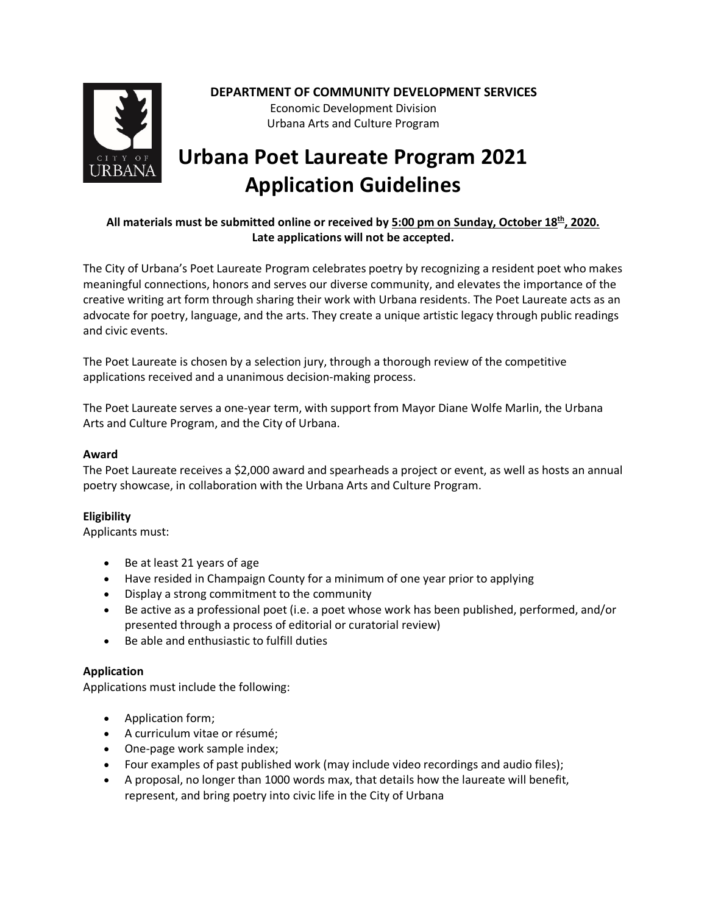**DEPARTMENT OF COMMUNITY DEVELOPMENT SERVICES**
Economic Development Division
Urbana Arts and Culture Program

# Urbana Poet Laureate Program 2021 Application Guidelines

**All materials must be submitted online or received by 5:00 pm on Sunday, October 18th, 2020. Late applications will not be accepted.**

The City of Urbana's Poet Laureate Program celebrates poetry by recognizing a resident poet who makes meaningful connections, honors and serves our diverse community, and elevates the importance of the creative writing art form through sharing their work with Urbana residents. The Poet Laureate acts as an advocate for poetry, language, and the arts. They create a unique artistic legacy through public readings and civic events.

The Poet Laureate is chosen by a selection jury, through a thorough review of the competitive applications received and a unanimous decision-making process.

The Poet Laureate serves a one-year term, with support from Mayor Diane Wolfe Marlin, the Urbana Arts and Culture Program, and the City of Urbana.

**Award**

The Poet Laureate receives a $2,000 award and spearheads a project or event, as well as hosts an annual poetry showcase, in collaboration with the Urbana Arts and Culture Program.

**Eligibility**

Applicants must:

- Be at least 21 years of age
- Have resided in Champaign County for a minimum of one year prior to applying
- Display a strong commitment to the community
- Be active as a professional poet (i.e. a poet whose work has been published, performed, and/or presented through a process of editorial or curatorial review)
- Be able and enthusiastic to fulfill duties

**Application**

Applications must include the following:

- Application form;
- A curriculum vitae or résumé;
- One-page work sample index;
- Four examples of past published work (may include video recordings and audio files);
- A proposal, no longer than 1000 words max, that details how the laureate will benefit, represent, and bring poetry into civic life in the City of Urbana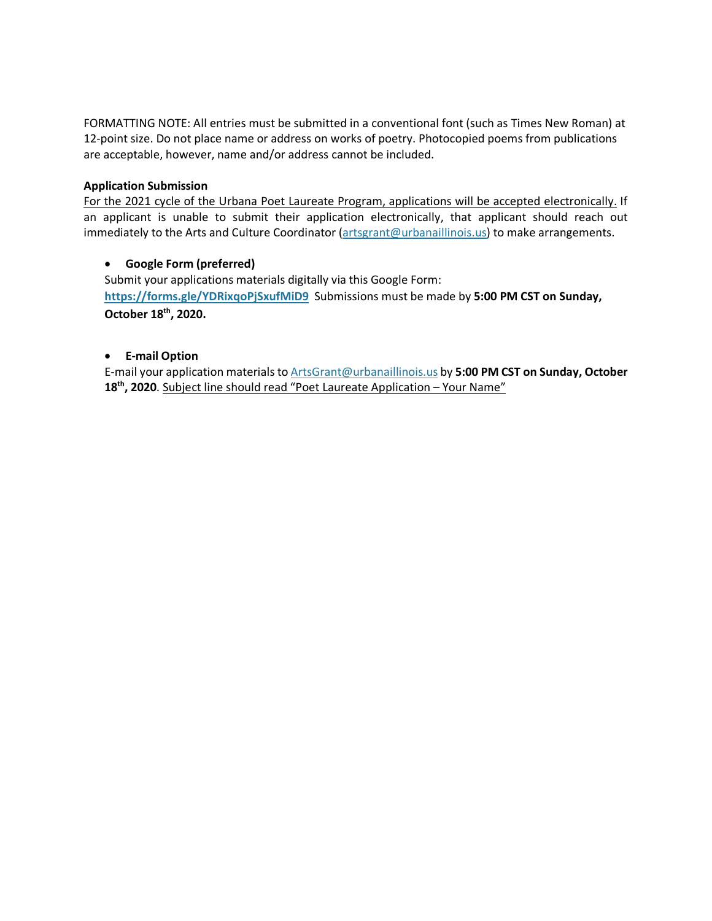FORMATTING NOTE: All entries must be submitted in a conventional font (such as Times New Roman) at 12-point size. Do not place name or address on works of poetry. Photocopied poems from publications are acceptable, however, name and/or address cannot be included.

**Application Submission**

For the 2021 cycle of the Urbana Poet Laureate Program, applications will be accepted electronically. If an applicant is unable to submit their application electronically, that applicant should reach out immediately to the Arts and Culture Coordinator (artsgrant@urbanaillinois.us) to make arrangements.

- **Google Form (preferred)**
  Submit your applications materials digitally via this Google Form:
  **https://forms.gle/YDRixqoPjSxufMiD9** Submissions must be made by **5:00 PM CST on Sunday, October 18th, 2020.**

- **E-mail Option**
  E-mail your application materials to ArtsGrant@urbanaillinois.us by **5:00 PM CST on Sunday, October 18th, 2020**. Subject line should read "Poet Laureate Application – Your Name"